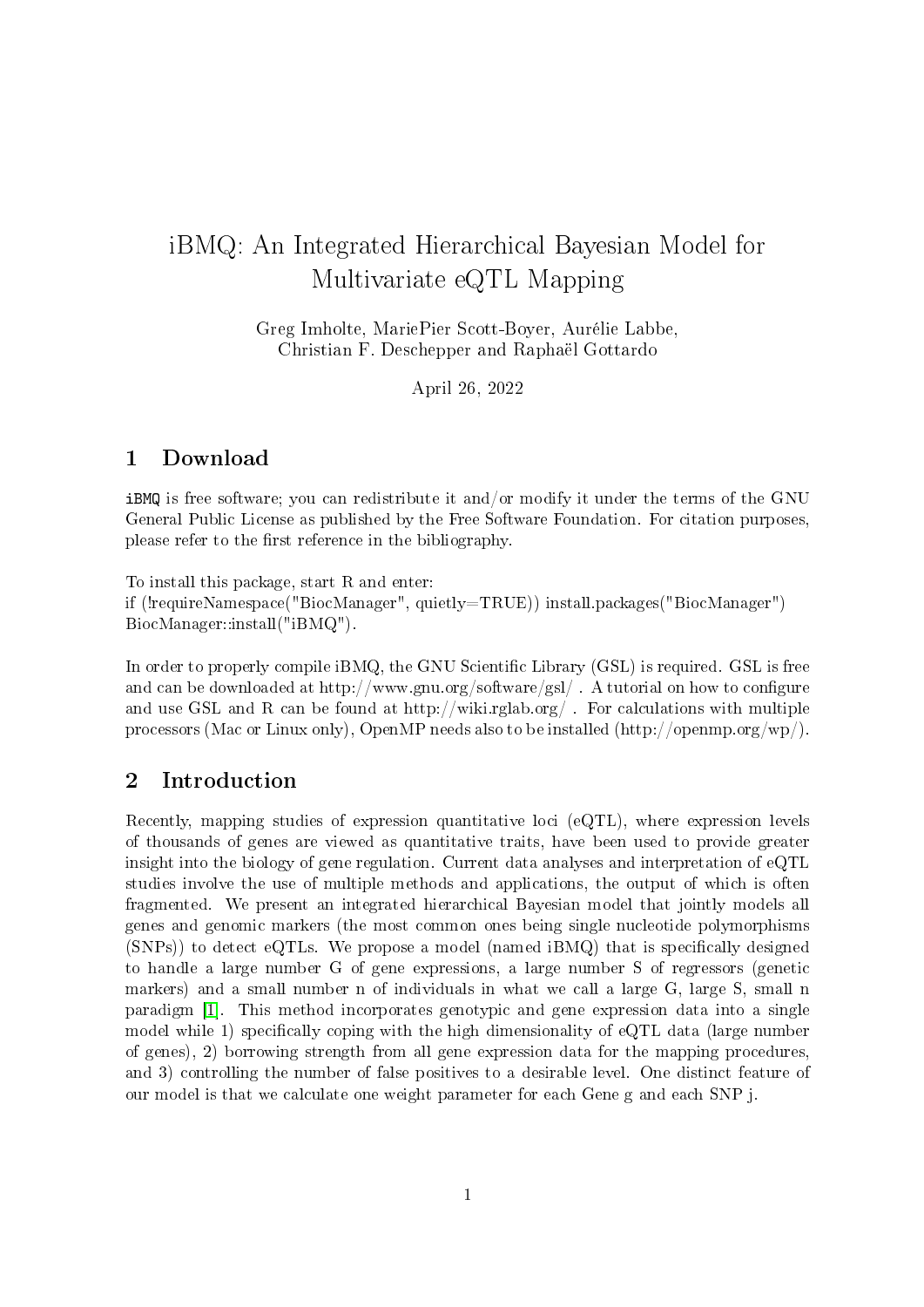# iBMQ: An Integrated Hierarchical Bayesian Model for Multivariate eQTL Mapping

Greg Imholte, MariePier Scott-Boyer, Aurélie Labbe,
Christian F. Deschepper and Raphaël Gottardo

April 26, 2022

## 1 Download

`iBMQ` is free software; you can redistribute it and/or modify it under the terms of the GNU General Public License as published by the Free Software Foundation. For citation purposes, please refer to the first reference in the bibliography.

To install this package, start R and enter:
if (!requireNamespace("BiocManager", quietly=TRUE)) install.packages("BiocManager")
BiocManager::install("iBMQ").

In order to properly compile iBMQ, the GNU Scientific Library (GSL) is required. GSL is free and can be downloaded at http://www.gnu.org/software/gsl/ . A tutorial on how to configure and use GSL and R can be found at http://wiki.rglab.org/ . For calculations with multiple processors (Mac or Linux only), OpenMP needs also to be installed (http://openmp.org/wp/).

## 2 Introduction

Recently, mapping studies of expression quantitative loci (eQTL), where expression levels of thousands of genes are viewed as quantitative traits, have been used to provide greater insight into the biology of gene regulation. Current data analyses and interpretation of eQTL studies involve the use of multiple methods and applications, the output of which is often fragmented. We present an integrated hierarchical Bayesian model that jointly models all genes and genomic markers (the most common ones being single nucleotide polymorphisms (SNPs)) to detect eQTLs. We propose a model (named iBMQ) that is specifically designed to handle a large number G of gene expressions, a large number S of regressors (genetic markers) and a small number n of individuals in what we call a large G, large S, small n paradigm [1]. This method incorporates genotypic and gene expression data into a single model while 1) specifically coping with the high dimensionality of eQTL data (large number of genes), 2) borrowing strength from all gene expression data for the mapping procedures, and 3) controlling the number of false positives to a desirable level. One distinct feature of our model is that we calculate one weight parameter for each Gene g and each SNP j.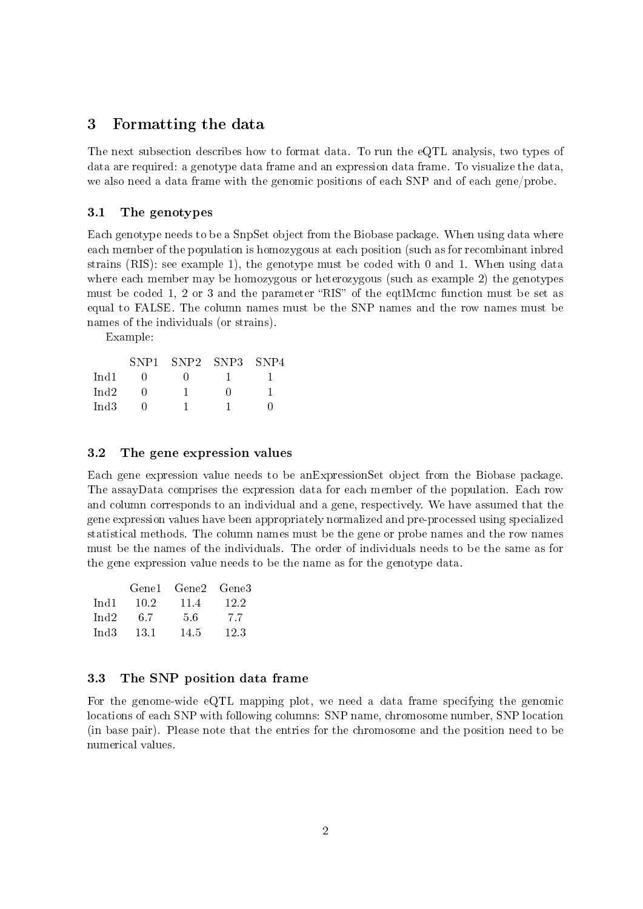## 3 Formatting the data

The next subsection describes how to format data. To run the eQTL analysis, two types of data are required: a genotype data frame and an expression data frame. To visualize the data, we also need a data frame with the genomic positions of each SNP and of each gene/probe.

### 3.1 The genotypes

Each genotype needs to be a SnpSet object from the Biobase package. When using data where each member of the population is homozygous at each position (such as for recombinant inbred strains (RIS): see example 1), the genotype must be coded with 0 and 1. When using data where each member may be homozygous or heterozygous (such as example 2) the genotypes must be coded 1, 2 or 3 and the parameter "RIS" of the eqtlMcmc function must be set as equal to FALSE. The column names must be the SNP names and the row names must be names of the individuals (or strains).

Example:

| | SNP1 | SNP2 | SNP3 | SNP4 |
|---|---|---|---|---|
| Ind1 | 0 | 0 | 1 | 1 |
| Ind2 | 0 | 1 | 0 | 1 |
| Ind3 | 0 | 1 | 1 | 0 |

### 3.2 The gene expression values

Each gene expression value needs to be anExpressionSet object from the Biobase package. The assayData comprises the expression data for each member of the population. Each row and column corresponds to an individual and a gene, respectively. We have assumed that the gene expression values have been appropriately normalized and pre-processed using specialized statistical methods. The column names must be the gene or probe names and the row names must be the names of the individuals. The order of individuals needs to be the same as for the gene expression value needs to be the name as for the genotype data.

| | Gene1 | Gene2 | Gene3 |
|---|---|---|---|
| Ind1 | 10.2 | 11.4 | 12.2 |
| Ind2 | 6.7 | 5.6 | 7.7 |
| Ind3 | 13.1 | 14.5 | 12.3 |

### 3.3 The SNP position data frame

For the genome-wide eQTL mapping plot, we need a data frame specifying the genomic locations of each SNP with following columns: SNP name, chromosome number, SNP location (in base pair). Please note that the entries for the chromosome and the position need to be numerical values.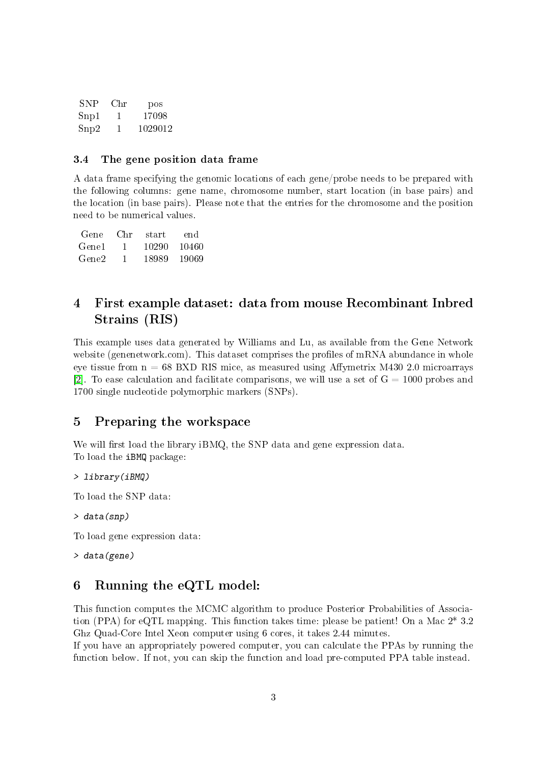| SNP | Chr | pos |
|---|---|---|
| Snp1 | 1 | 17098 |
| Snp2 | 1 | 1029012 |

### 3.4 The gene position data frame

A data frame specifying the genomic locations of each gene/probe needs to be prepared with the following columns: gene name, chromosome number, start location (in base pairs) and the location (in base pairs). Please note that the entries for the chromosome and the position need to be numerical values.

| Gene | Chr | start | end |
|---|---|---|---|
| Gene1 | 1 | 10290 | 10460 |
| Gene2 | 1 | 18989 | 19069 |

## 4 First example dataset: data from mouse Recombinant Inbred Strains (RIS)

This example uses data generated by Williams and Lu, as available from the Gene Network website (genenetwork.com). This dataset comprises the profiles of mRNA abundance in whole eye tissue from n = 68 BXD RIS mice, as measured using Affymetrix M430 2.0 microarrays [2]. To ease calculation and facilitate comparisons, we will use a set of G = 1000 probes and 1700 single nucleotide polymorphic markers (SNPs).

## 5 Preparing the workspace

We will first load the library iBMQ, the SNP data and gene expression data.
To load the `iBMQ` package:

```
> library(iBMQ)
```

To load the SNP data:

```
> data(snp)
```

To load gene expression data:

```
> data(gene)
```

## 6 Running the eQTL model:

This function computes the MCMC algorithm to produce Posterior Probabilities of Association (PPA) for eQTL mapping. This function takes time: please be patient! On a Mac 2* 3.2 Ghz Quad-Core Intel Xeon computer using 6 cores, it takes 2.44 minutes.
If you have an appropriately powered computer, you can calculate the PPAs by running the function below. If not, you can skip the function and load pre-computed PPA table instead.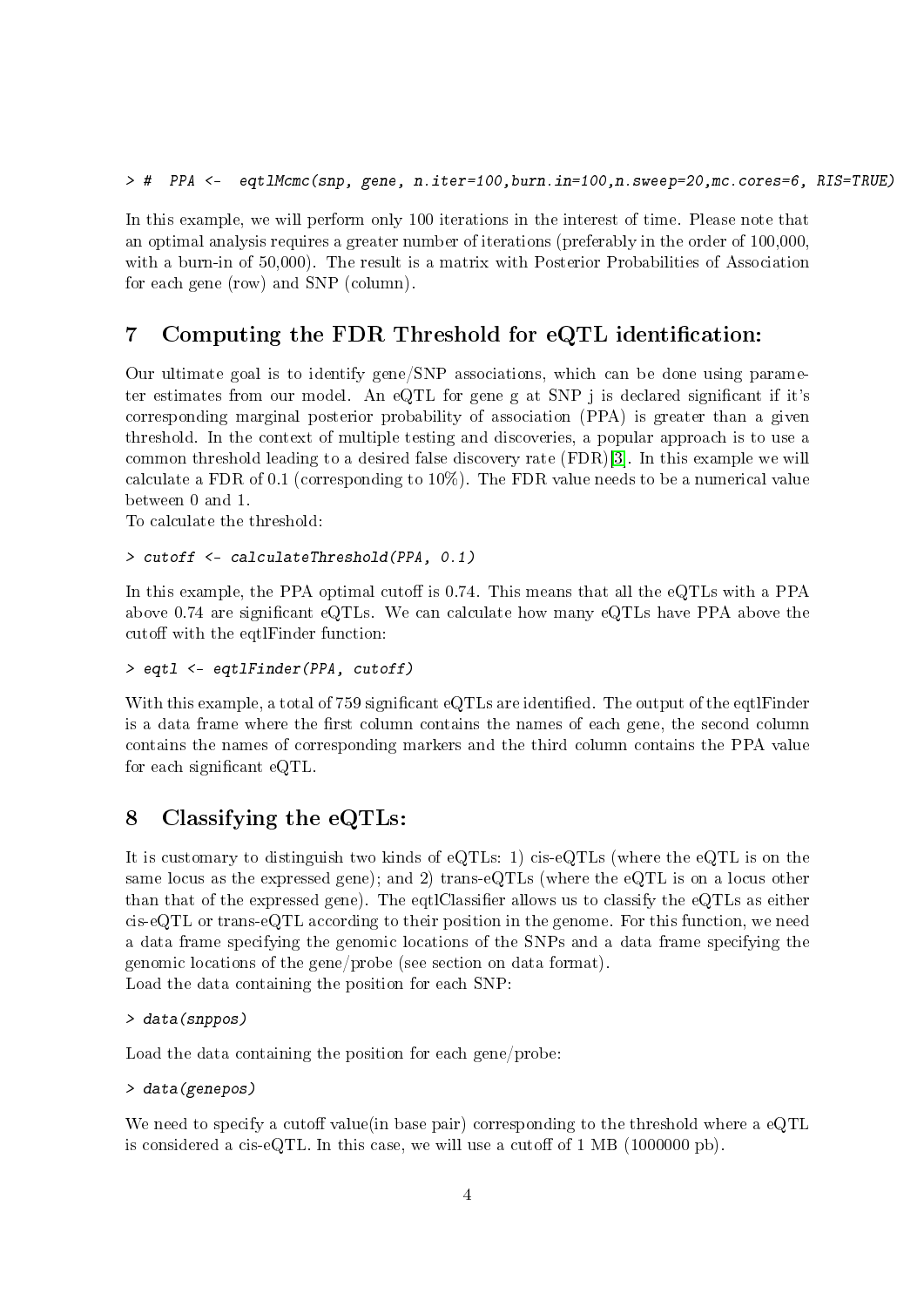```
> #  PPA <-  eqtlMcmc(snp, gene, n.iter=100,burn.in=100,n.sweep=20,mc.cores=6, RIS=TRUE)
```

In this example, we will perform only 100 iterations in the interest of time. Please note that an optimal analysis requires a greater number of iterations (preferably in the order of 100,000, with a burn-in of 50,000). The result is a matrix with Posterior Probabilities of Association for each gene (row) and SNP (column).

## 7 Computing the FDR Threshold for eQTL identification:

Our ultimate goal is to identify gene/SNP associations, which can be done using parameter estimates from our model. An eQTL for gene g at SNP j is declared significant if it's corresponding marginal posterior probability of association (PPA) is greater than a given threshold. In the context of multiple testing and discoveries, a popular approach is to use a common threshold leading to a desired false discovery rate (FDR)[3]. In this example we will calculate a FDR of 0.1 (corresponding to 10%). The FDR value needs to be a numerical value between 0 and 1.
To calculate the threshold:

```
> cutoff <- calculateThreshold(PPA, 0.1)
```

In this example, the PPA optimal cutoff is 0.74. This means that all the eQTLs with a PPA above 0.74 are significant eQTLs. We can calculate how many eQTLs have PPA above the cutoff with the eqtlFinder function:

```
> eqtl <- eqtlFinder(PPA, cutoff)
```

With this example, a total of 759 significant eQTLs are identified. The output of the eqtlFinder is a data frame where the first column contains the names of each gene, the second column contains the names of corresponding markers and the third column contains the PPA value for each significant eQTL.

## 8 Classifying the eQTLs:

It is customary to distinguish two kinds of eQTLs: 1) cis-eQTLs (where the eQTL is on the same locus as the expressed gene); and 2) trans-eQTLs (where the eQTL is on a locus other than that of the expressed gene). The eqtlClassifier allows us to classify the eQTLs as either cis-eQTL or trans-eQTL according to their position in the genome. For this function, we need a data frame specifying the genomic locations of the SNPs and a data frame specifying the genomic locations of the gene/probe (see section on data format).
Load the data containing the position for each SNP:

```
> data(snppos)
```

Load the data containing the position for each gene/probe:

```
> data(genepos)
```

We need to specify a cutoff value(in base pair) corresponding to the threshold where a eQTL is considered a cis-eQTL. In this case, we will use a cutoff of 1 MB (1000000 pb).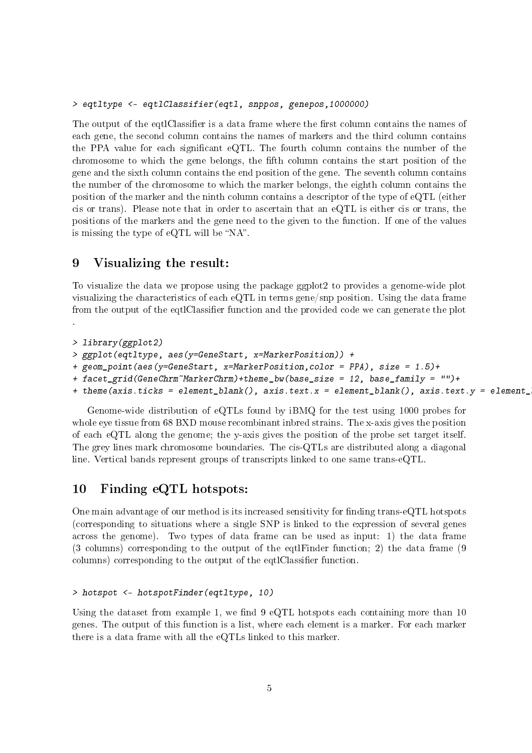```
> eqtltype <- eqtlClassifier(eqtl, snppos, genepos,1000000)
```

The output of the eqtlClassifier is a data frame where the first column contains the names of each gene, the second column contains the names of markers and the third column contains the PPA value for each significant eQTL. The fourth column contains the number of the chromosome to which the gene belongs, the fifth column contains the start position of the gene and the sixth column contains the end position of the gene. The seventh column contains the number of the chromosome to which the marker belongs, the eighth column contains the position of the marker and the ninth column contains a descriptor of the type of eQTL (either cis or trans). Please note that in order to ascertain that an eQTL is either cis or trans, the positions of the markers and the gene need to the given to the function. If one of the values is missing the type of eQTL will be "NA".

## 9 Visualizing the result:

To visualize the data we propose using the package ggplot2 to provides a genome-wide plot visualizing the characteristics of each eQTL in terms gene/snp position. Using the data frame from the output of the eqtlClassifier function and the provided code we can generate the plot .

```
> library(ggplot2)
> ggplot(eqtltype, aes(y=GeneStart, x=MarkerPosition)) +
+ geom_point(aes(y=GeneStart, x=MarkerPosition,color = PPA), size = 1.5)+
+ facet_grid(GeneChrm~MarkerChrm)+theme_bw(base_size = 12, base_family = "")+
+ theme(axis.ticks = element_blank(), axis.text.x = element_blank(), axis.text.y = element_
```

Genome-wide distribution of eQTLs found by iBMQ for the test using 1000 probes for whole eye tissue from 68 BXD mouse recombinant inbred strains. The x-axis gives the position of each eQTL along the genome; the y-axis gives the position of the probe set target itself. The grey lines mark chromosome boundaries. The cis-QTLs are distributed along a diagonal line. Vertical bands represent groups of transcripts linked to one same trans-eQTL.

## 10 Finding eQTL hotspots:

One main advantage of our method is its increased sensitivity for finding trans-eQTL hotspots (corresponding to situations where a single SNP is linked to the expression of several genes across the genome). Two types of data frame can be used as input: 1) the data frame (3 columns) corresponding to the output of the eqtlFinder function; 2) the data frame (9 columns) corresponding to the output of the eqtlClassifier function.

```
> hotspot <- hotspotFinder(eqtltype, 10)
```

Using the dataset from example 1, we find 9 eQTL hotspots each containing more than 10 genes. The output of this function is a list, where each element is a marker. For each marker there is a data frame with all the eQTLs linked to this marker.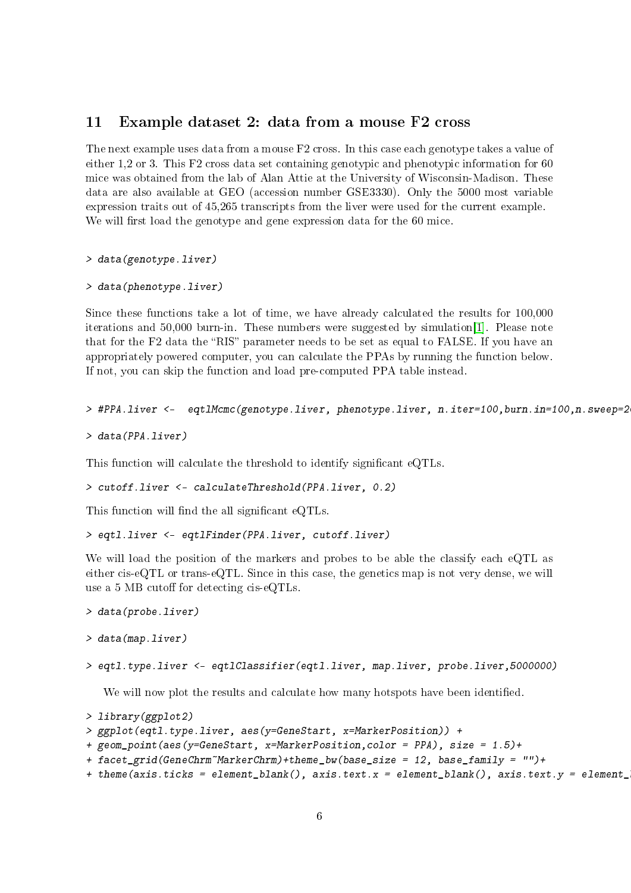## 11 Example dataset 2: data from a mouse F2 cross

The next example uses data from a mouse F2 cross. In this case each genotype takes a value of either 1,2 or 3. This F2 cross data set containing genotypic and phenotypic information for 60 mice was obtained from the lab of Alan Attie at the University of Wisconsin-Madison. These data are also available at GEO (accession number GSE3330). Only the 5000 most variable expression traits out of 45,265 transcripts from the liver were used for the current example. We will first load the genotype and gene expression data for the 60 mice.

```
> data(genotype.liver)
```

```
> data(phenotype.liver)
```

Since these functions take a lot of time, we have already calculated the results for 100,000 iterations and 50,000 burn-in. These numbers were suggested by simulation[1]. Please note that for the F2 data the "RIS" parameter needs to be set as equal to FALSE. If you have an appropriately powered computer, you can calculate the PPAs by running the function below. If not, you can skip the function and load pre-computed PPA table instead.

```
> #PPA.liver <-  eqtlMcmc(genotype.liver, phenotype.liver, n.iter=100,burn.in=100,n.sweep=2
```

```
> data(PPA.liver)
```

This function will calculate the threshold to identify significant eQTLs.

```
> cutoff.liver <- calculateThreshold(PPA.liver, 0.2)
```

This function will find the all significant eQTLs.

```
> eqtl.liver <- eqtlFinder(PPA.liver, cutoff.liver)
```

We will load the position of the markers and probes to be able the classify each eQTL as either cis-eQTL or trans-eQTL. Since in this case, the genetics map is not very dense, we will use a 5 MB cutoff for detecting cis-eQTLs.

```
> data(probe.liver)
```

```
> data(map.liver)
```

```
> eqtl.type.liver <- eqtlClassifier(eqtl.liver, map.liver, probe.liver,5000000)
```

We will now plot the results and calculate how many hotspots have been identified.

```
> library(ggplot2)
> ggplot(eqtl.type.liver, aes(y=GeneStart, x=MarkerPosition)) +
+ geom_point(aes(y=GeneStart, x=MarkerPosition,color = PPA), size = 1.5)+
+ facet_grid(GeneChrm~MarkerChrm)+theme_bw(base_size = 12, base_family = "")+
+ theme(axis.ticks = element_blank(), axis.text.x = element_blank(), axis.text.y = element_
```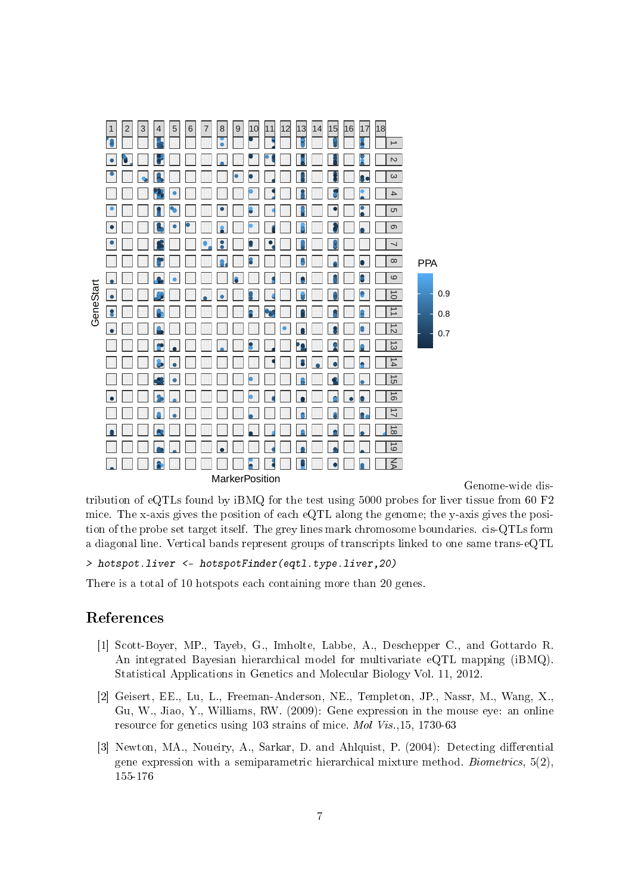1 2 3 4 5 6 7 8 9 10 11 12 13 14 15 16 17 18

1 2 3 4 5 6 7 8 9 10 11 12 13 14 15 16 17 18 19 NA

GeneStart

MarkerPosition

PPA

0.9

0.8

0.7

Genome-wide distribution of eQTLs found by iBMQ for the test using 5000 probes for liver tissue from 60 F2 mice. The x-axis gives the position of each eQTL along the genome; the y-axis gives the position of the probe set target itself. The grey lines mark chromosome boundaries. cis-QTLs form a diagonal line. Vertical bands represent groups of transcripts linked to one same trans-eQTL

```
> hotspot.liver <- hotspotFinder(eqtl.type.liver,20)
```

There is a total of 10 hotspots each containing more than 20 genes.

## References

[1] Scott-Boyer, MP., Tayeb, G., Imholte, Labbe, A., Deschepper C., and Gottardo R. An integrated Bayesian hierarchical model for multivariate eQTL mapping (iBMQ). Statistical Applications in Genetics and Molecular Biology Vol. 11, 2012.

[2] Geisert, EE., Lu, L., Freeman-Anderson, NE., Templeton, JP., Nassr, M., Wang, X., Gu, W., Jiao, Y., Williams, RW. (2009): Gene expression in the mouse eye: an online resource for genetics using 103 strains of mice. *Mol Vis.*,15, 1730-63

[3] Newton, MA., Noueiry, A., Sarkar, D. and Ahlquist, P. (2004): Detecting differential gene expression with a semiparametric hierarchical mixture method. *Biometrics*, 5(2), 155-176